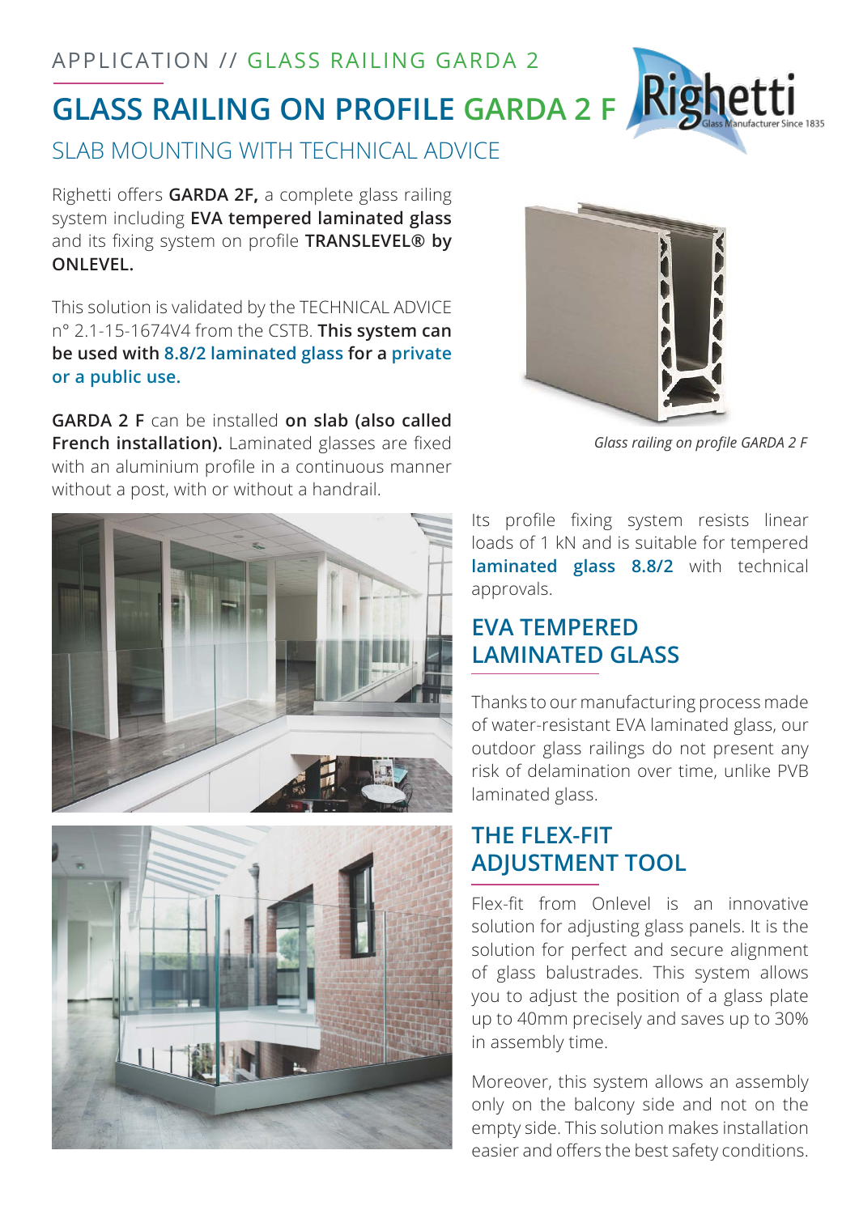APPLICATION // GLASS RAILING GARDA 2

# GLASS RAILING ON PROFILE GARDA 2 F

## SLAB MOUNTING WITH TECHNICAL ADVICE

Righetti offers **GARDA 2F,** a complete glass railing system including **EVA tempered laminated glass** and its fixing system on profile **TRANSLEVEL® by ONLEVEL.**

This solution is validated by the TECHNICAL ADVICE n° 2.1-15-1674V4 from the CSTB. **This system can be used with 8.8/2 laminated glass for a private or a public use.**

**GARDA 2 F** can be installed **on slab (also called French installation).** Laminated glasses are fixed with an aluminium profile in a continuous manner without a post, with or without a handrail.

*Glass railing on profile GARDA 2 F*

Its profile fixing system resists linear loads of 1 kN and is suitable for tempered **laminated glass 8.8/2** with technical approvals.

## EVA TEMPERED LAMINATED GLASS

Thanks to our manufacturing process made of water-resistant EVA laminated glass, our outdoor glass railings do not present any risk of delamination over time, unlike PVB laminated glass.

## THE FLEX-FIT ADJUSTMENT TOOL

Flex-fit from Onlevel is an innovative solution for adjusting glass panels. It is the solution for perfect and secure alignment of glass balustrades. This system allows you to adjust the position of a glass plate up to 40mm precisely and saves up to 30% in assembly time.

Moreover, this system allows an assembly only on the balcony side and not on the empty side. This solution makes installation easier and offers the best safety conditions.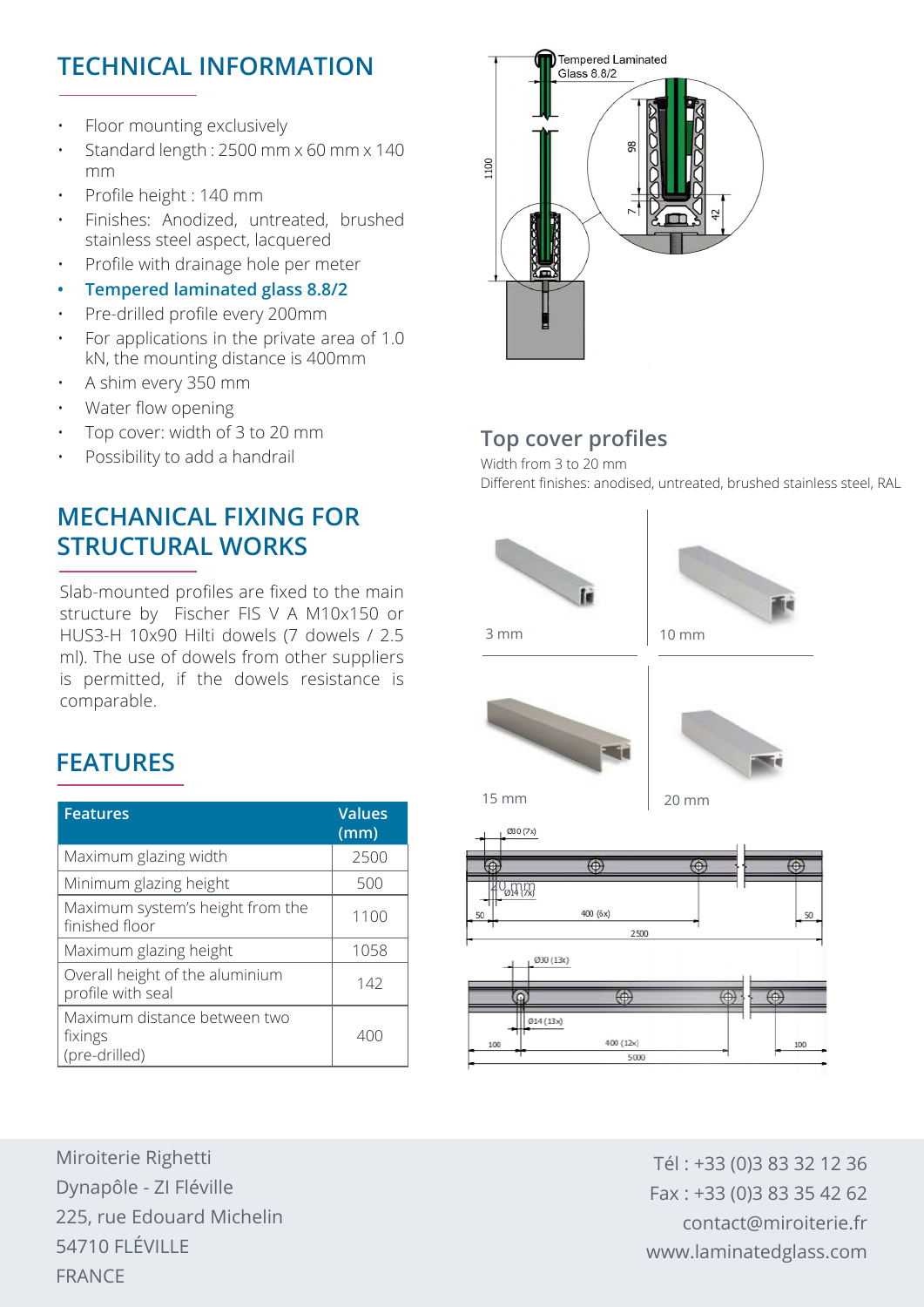# TECHNICAL INFORMATION

- Floor mounting exclusively
- Standard length : 2500 mm x 60 mm x 140 mm
- Profile height : 140 mm
- Finishes: Anodized, untreated, brushed stainless steel aspect, lacquered
- Profile with drainage hole per meter
- **Tempered laminated glass 8.8/2**
- Pre-drilled profile every 200mm
- For applications in the private area of 1.0 kN, the mounting distance is 400mm
- A shim every 350 mm
- Water flow opening
- Top cover: width of 3 to 20 mm
- Possibility to add a handrail

# MECHANICAL FIXING FOR STRUCTURAL WORKS

Slab-mounted profiles are fixed to the main structure by Fischer FIS V A M10x150 or HUS3-H 10x90 Hilti dowels (7 dowels / 2.5 ml). The use of dowels from other suppliers is permitted, if the dowels resistance is comparable.

# FEATURES

| Features | Values (mm) |
|---|---|
| Maximum glazing width | 2500 |
| Minimum glazing height | 500 |
| Maximum system's height from the finished floor | 1100 |
| Maximum glazing height | 1058 |
| Overall height of the aluminium profile with seal | 142 |
| Maximum distance between two fixings (pre-drilled) | 400 |

Tempered Laminated Glass 8.8/2

1100

98

7

42

## Top cover profiles

Width from 3 to 20 mm

Different finishes: anodised, untreated, brushed stainless steel, RAL

3 mm

10 mm

15 mm

20 mm

Ø30 (7x)

Ø14 (7x)

50

400 (6x)

50

2500

Ø30 (13x)

Ø14 (13x)

100

400 (12x)

100

5000

Miroiterie Righetti
Dynapôle - ZI Fléville
225, rue Edouard Michelin
54710 FLÉVILLE
FRANCE

Tél : +33 (0)3 83 32 12 36
Fax : +33 (0)3 83 35 42 62
contact@miroiterie.fr
www.laminatedglass.com